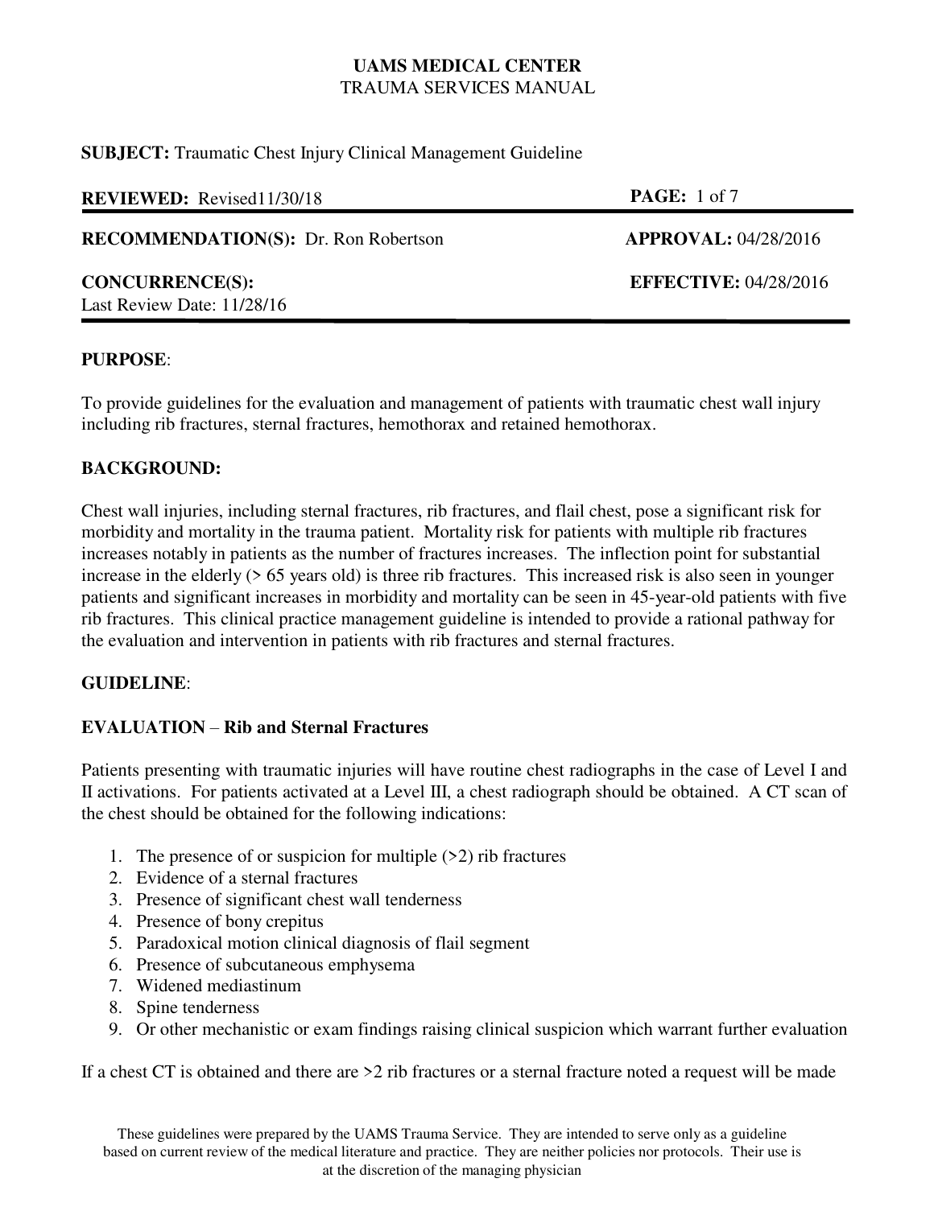**UAMS MEDICAL CENTER**
TRAUMA SERVICES MANUAL

**SUBJECT:** Traumatic Chest Injury Clinical Management Guideline

**REVIEWED:** Revised11/30/18

**RECOMMENDATION(S):** Dr. Ron Robertson **APPROVAL:** 04/28/2016

**CONCURRENCE(S):** **EFFECTIVE:** 04/28/2016
Last Review Date: 11/28/16

---

**PURPOSE**:

To provide guidelines for the evaluation and management of patients with traumatic chest wall injury including rib fractures, sternal fractures, hemothorax and retained hemothorax.

**BACKGROUND:**

Chest wall injuries, including sternal fractures, rib fractures, and flail chest, pose a significant risk for morbidity and mortality in the trauma patient. Mortality risk for patients with multiple rib fractures increases notably in patients as the number of fractures increases. The inflection point for substantial increase in the elderly (> 65 years old) is three rib fractures. This increased risk is also seen in younger patients and significant increases in morbidity and mortality can be seen in 45-year-old patients with five rib fractures. This clinical practice management guideline is intended to provide a rational pathway for the evaluation and intervention in patients with rib fractures and sternal fractures.

**GUIDELINE**:

**EVALUATION – Rib and Sternal Fractures**

Patients presenting with traumatic injuries will have routine chest radiographs in the case of Level I and II activations. For patients activated at a Level III, a chest radiograph should be obtained. A CT scan of the chest should be obtained for the following indications:

1. The presence of or suspicion for multiple (>2) rib fractures
2. Evidence of a sternal fractures
3. Presence of significant chest wall tenderness
4. Presence of bony crepitus
5. Paradoxical motion clinical diagnosis of flail segment
6. Presence of subcutaneous emphysema
7. Widened mediastinum
8. Spine tenderness
9. Or other mechanistic or exam findings raising clinical suspicion which warrant further evaluation

If a chest CT is obtained and there are >2 rib fractures or a sternal fracture noted a request will be made

These guidelines were prepared by the UAMS Trauma Service. They are intended to serve only as a guideline based on current review of the medical literature and practice. They are neither policies nor protocols. Their use is at the discretion of the managing physician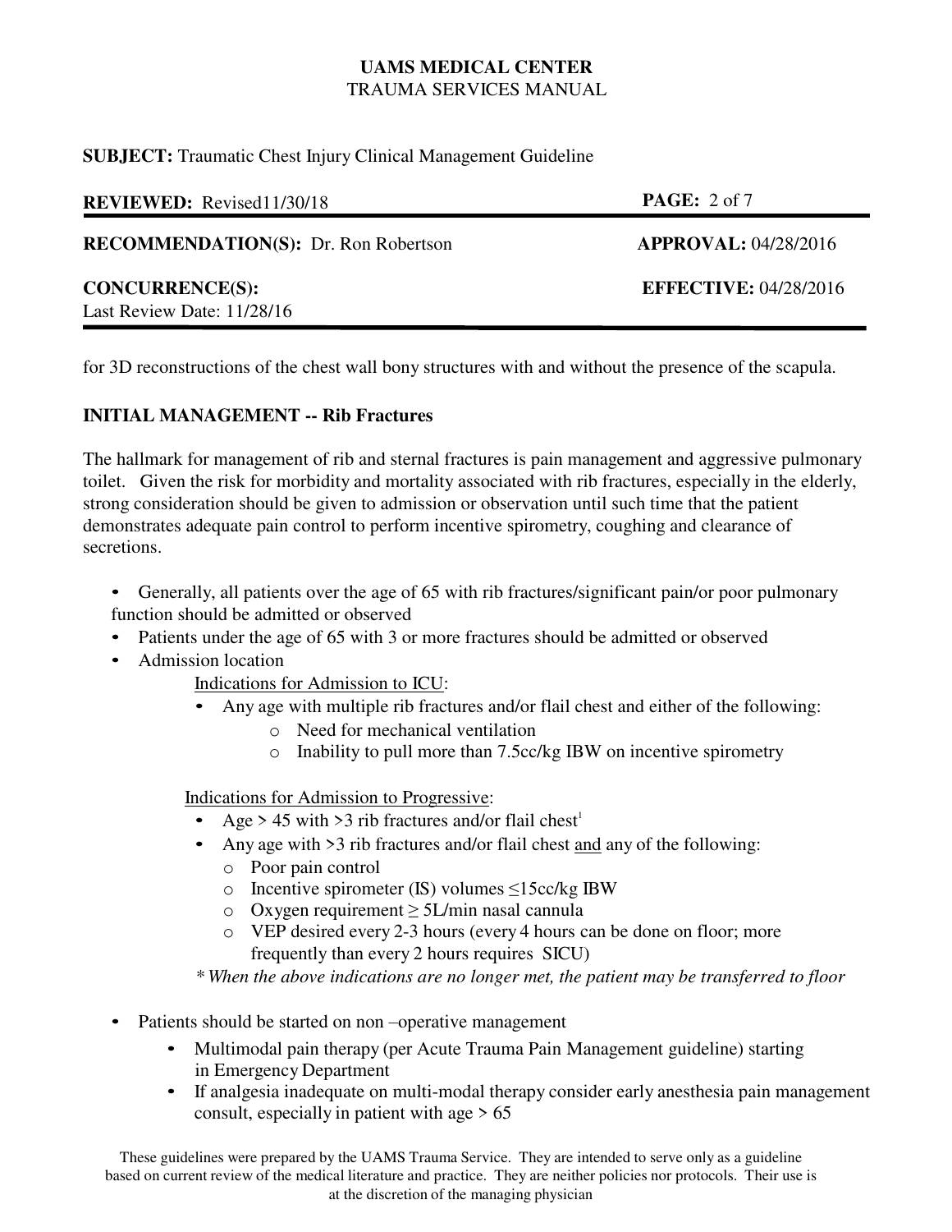for 3D reconstructions of the chest wall bony structures with and without the presence of the scapula.

## INITIAL MANAGEMENT -- Rib Fractures

The hallmark for management of rib and sternal fractures is pain management and aggressive pulmonary toilet. Given the risk for morbidity and mortality associated with rib fractures, especially in the elderly, strong consideration should be given to admission or observation until such time that the patient demonstrates adequate pain control to perform incentive spirometry, coughing and clearance of secretions.

- Generally, all patients over the age of 65 with rib fractures/significant pain/or poor pulmonary function should be admitted or observed
- Patients under the age of 65 with 3 or more fractures should be admitted or observed
- Admission location

  Indications for Admission to ICU:
  - Any age with multiple rib fractures and/or flail chest and either of the following:
    - Need for mechanical ventilation
    - Inability to pull more than 7.5cc/kg IBW on incentive spirometry

  Indications for Admission to Progressive:
  - Age > 45 with >3 rib fractures and/or flail chest[1]
  - Any age with >3 rib fractures and/or flail chest and any of the following:
    - Poor pain control
    - Incentive spirometer (IS) volumes ≤15cc/kg IBW
    - Oxygen requirement ≥ 5L/min nasal cannula
    - VEP desired every 2-3 hours (every 4 hours can be done on floor; more frequently than every 2 hours requires SICU)

  *\* When the above indications are no longer met, the patient may be transferred to floor*

- Patients should be started on non –operative management
  - Multimodal pain therapy (per Acute Trauma Pain Management guideline) starting in Emergency Department
  - If analgesia inadequate on multi-modal therapy consider early anesthesia pain management consult, especially in patient with age > 65

These guidelines were prepared by the UAMS Trauma Service. They are intended to serve only as a guideline based on current review of the medical literature and practice. They are neither policies nor protocols. Their use is at the discretion of the managing physician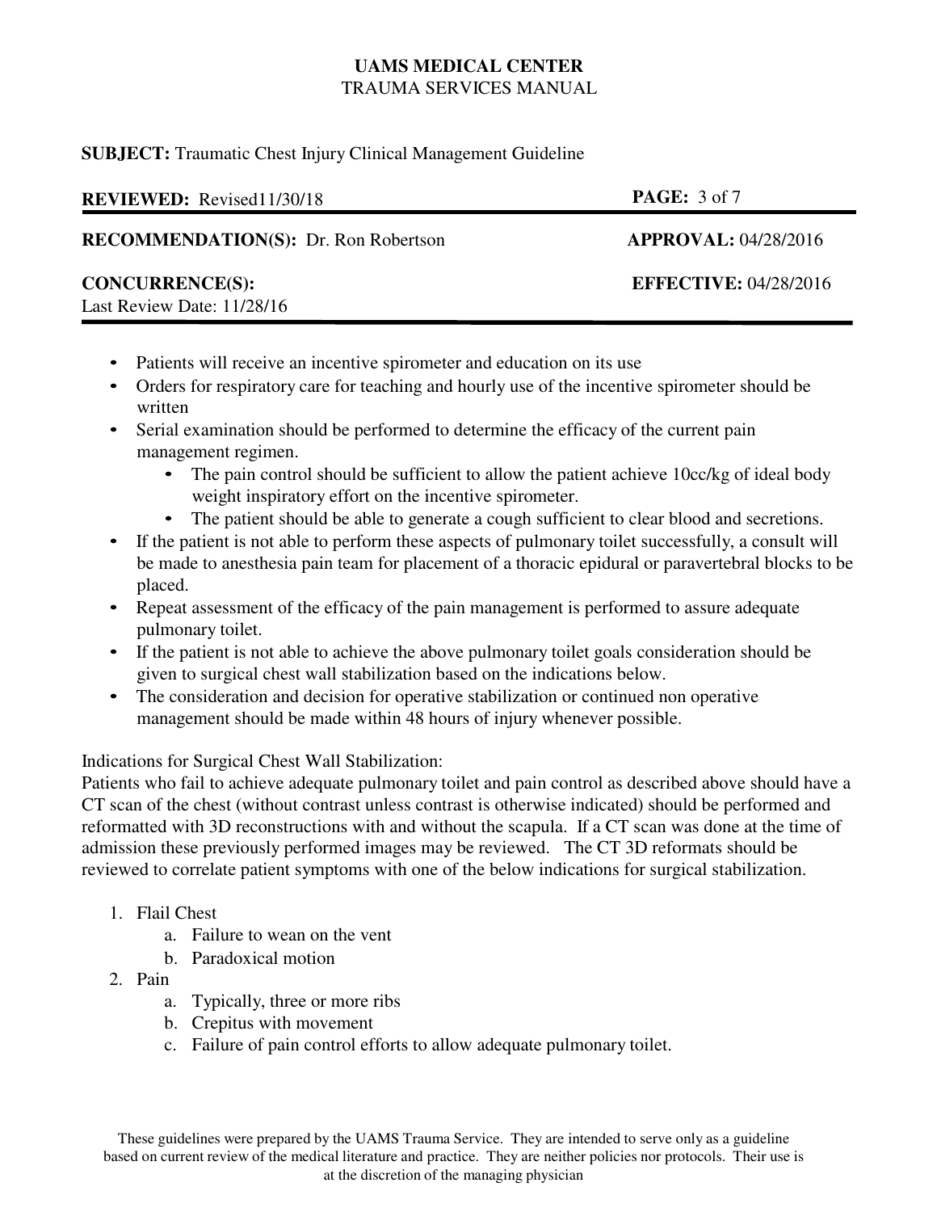- Patients will receive an incentive spirometer and education on its use
- Orders for respiratory care for teaching and hourly use of the incentive spirometer should be written
- Serial examination should be performed to determine the efficacy of the current pain management regimen.
  - The pain control should be sufficient to allow the patient achieve 10cc/kg of ideal body weight inspiratory effort on the incentive spirometer.
  - The patient should be able to generate a cough sufficient to clear blood and secretions.
- If the patient is not able to perform these aspects of pulmonary toilet successfully, a consult will be made to anesthesia pain team for placement of a thoracic epidural or paravertebral blocks to be placed.
- Repeat assessment of the efficacy of the pain management is performed to assure adequate pulmonary toilet.
- If the patient is not able to achieve the above pulmonary toilet goals consideration should be given to surgical chest wall stabilization based on the indications below.
- The consideration and decision for operative stabilization or continued non operative management should be made within 48 hours of injury whenever possible.

Indications for Surgical Chest Wall Stabilization:

Patients who fail to achieve adequate pulmonary toilet and pain control as described above should have a CT scan of the chest (without contrast unless contrast is otherwise indicated) should be performed and reformatted with 3D reconstructions with and without the scapula. If a CT scan was done at the time of admission these previously performed images may be reviewed. The CT 3D reformats should be reviewed to correlate patient symptoms with one of the below indications for surgical stabilization.

1. Flail Chest
   a. Failure to wean on the vent
   b. Paradoxical motion
2. Pain
   a. Typically, three or more ribs
   b. Crepitus with movement
   c. Failure of pain control efforts to allow adequate pulmonary toilet.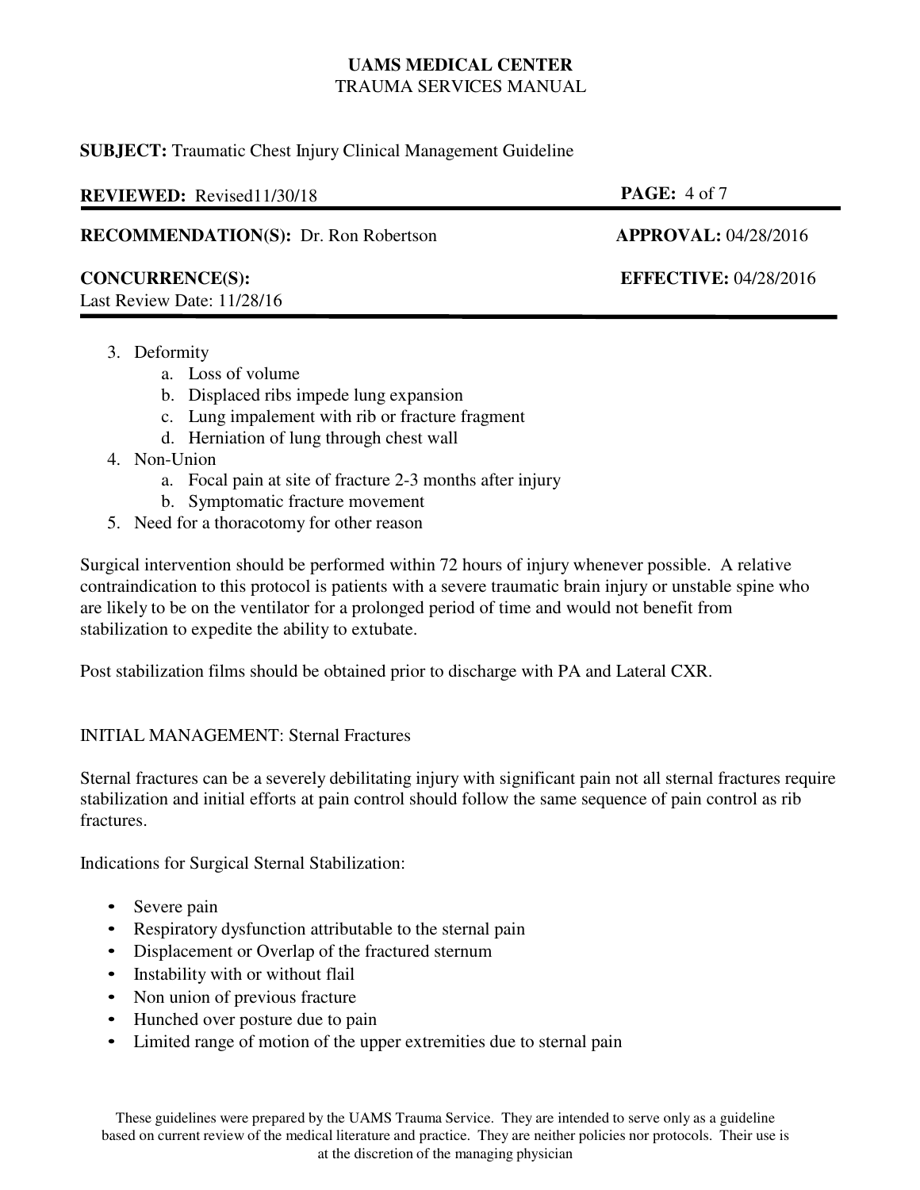3. Deformity
    a. Loss of volume
    b. Displaced ribs impede lung expansion
    c. Lung impalement with rib or fracture fragment
    d. Herniation of lung through chest wall
4. Non-Union
    a. Focal pain at site of fracture 2-3 months after injury
    b. Symptomatic fracture movement
5. Need for a thoracotomy for other reason

Surgical intervention should be performed within 72 hours of injury whenever possible. A relative contraindication to this protocol is patients with a severe traumatic brain injury or unstable spine who are likely to be on the ventilator for a prolonged period of time and would not benefit from stabilization to expedite the ability to extubate.

Post stabilization films should be obtained prior to discharge with PA and Lateral CXR.

INITIAL MANAGEMENT: Sternal Fractures

Sternal fractures can be a severely debilitating injury with significant pain not all sternal fractures require stabilization and initial efforts at pain control should follow the same sequence of pain control as rib fractures.

Indications for Surgical Sternal Stabilization:

- Severe pain
- Respiratory dysfunction attributable to the sternal pain
- Displacement or Overlap of the fractured sternum
- Instability with or without flail
- Non union of previous fracture
- Hunched over posture due to pain
- Limited range of motion of the upper extremities due to sternal pain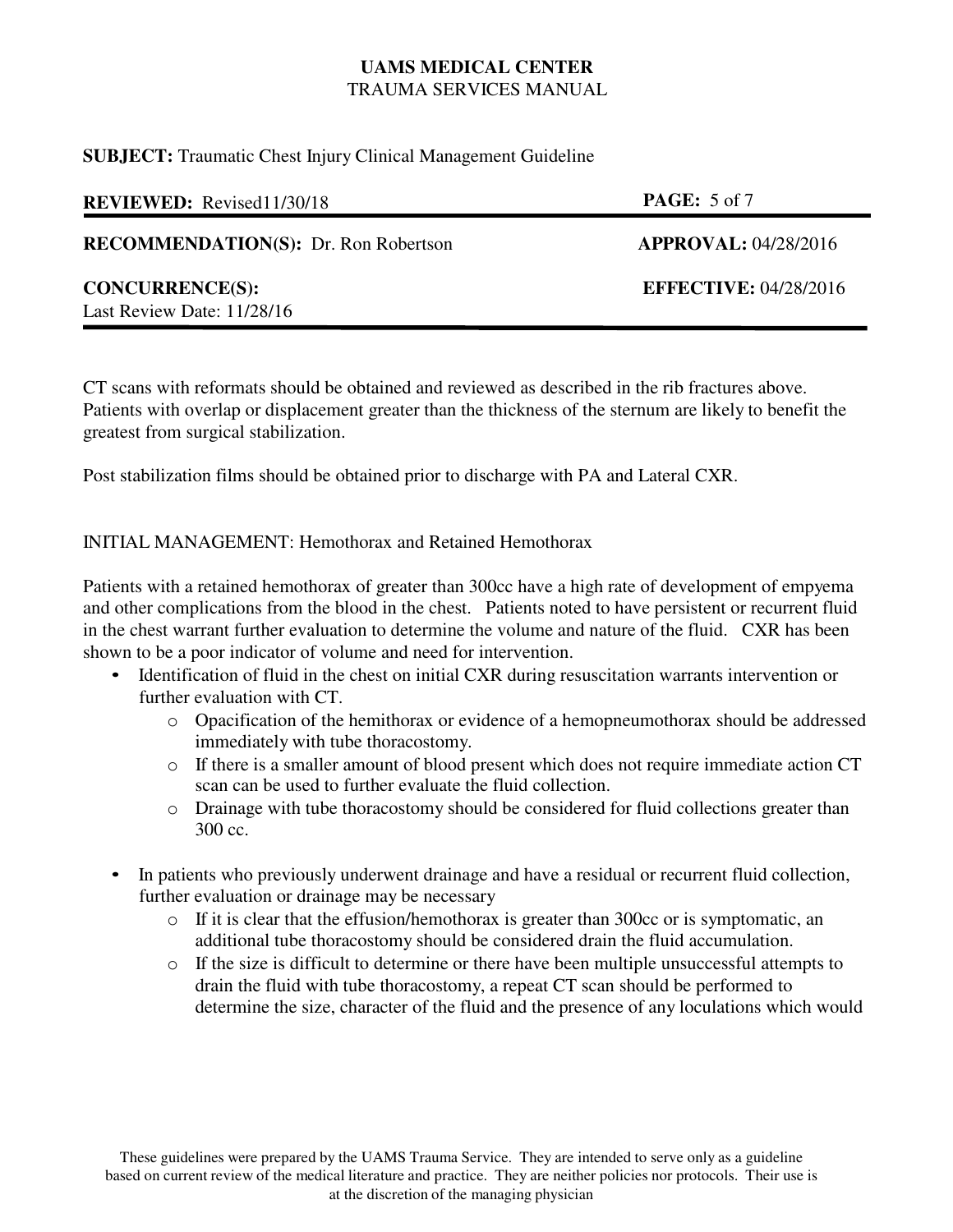CT scans with reformats should be obtained and reviewed as described in the rib fractures above. Patients with overlap or displacement greater than the thickness of the sternum are likely to benefit the greatest from surgical stabilization.

Post stabilization films should be obtained prior to discharge with PA and Lateral CXR.

INITIAL MANAGEMENT: Hemothorax and Retained Hemothorax

Patients with a retained hemothorax of greater than 300cc have a high rate of development of empyema and other complications from the blood in the chest. Patients noted to have persistent or recurrent fluid in the chest warrant further evaluation to determine the volume and nature of the fluid. CXR has been shown to be a poor indicator of volume and need for intervention.

- Identification of fluid in the chest on initial CXR during resuscitation warrants intervention or further evaluation with CT.
  - Opacification of the hemithorax or evidence of a hemopneumothorax should be addressed immediately with tube thoracostomy.
  - If there is a smaller amount of blood present which does not require immediate action CT scan can be used to further evaluate the fluid collection.
  - Drainage with tube thoracostomy should be considered for fluid collections greater than 300 cc.

- In patients who previously underwent drainage and have a residual or recurrent fluid collection, further evaluation or drainage may be necessary
  - If it is clear that the effusion/hemothorax is greater than 300cc or is symptomatic, an additional tube thoracostomy should be considered drain the fluid accumulation.
  - If the size is difficult to determine or there have been multiple unsuccessful attempts to drain the fluid with tube thoracostomy, a repeat CT scan should be performed to determine the size, character of the fluid and the presence of any loculations which would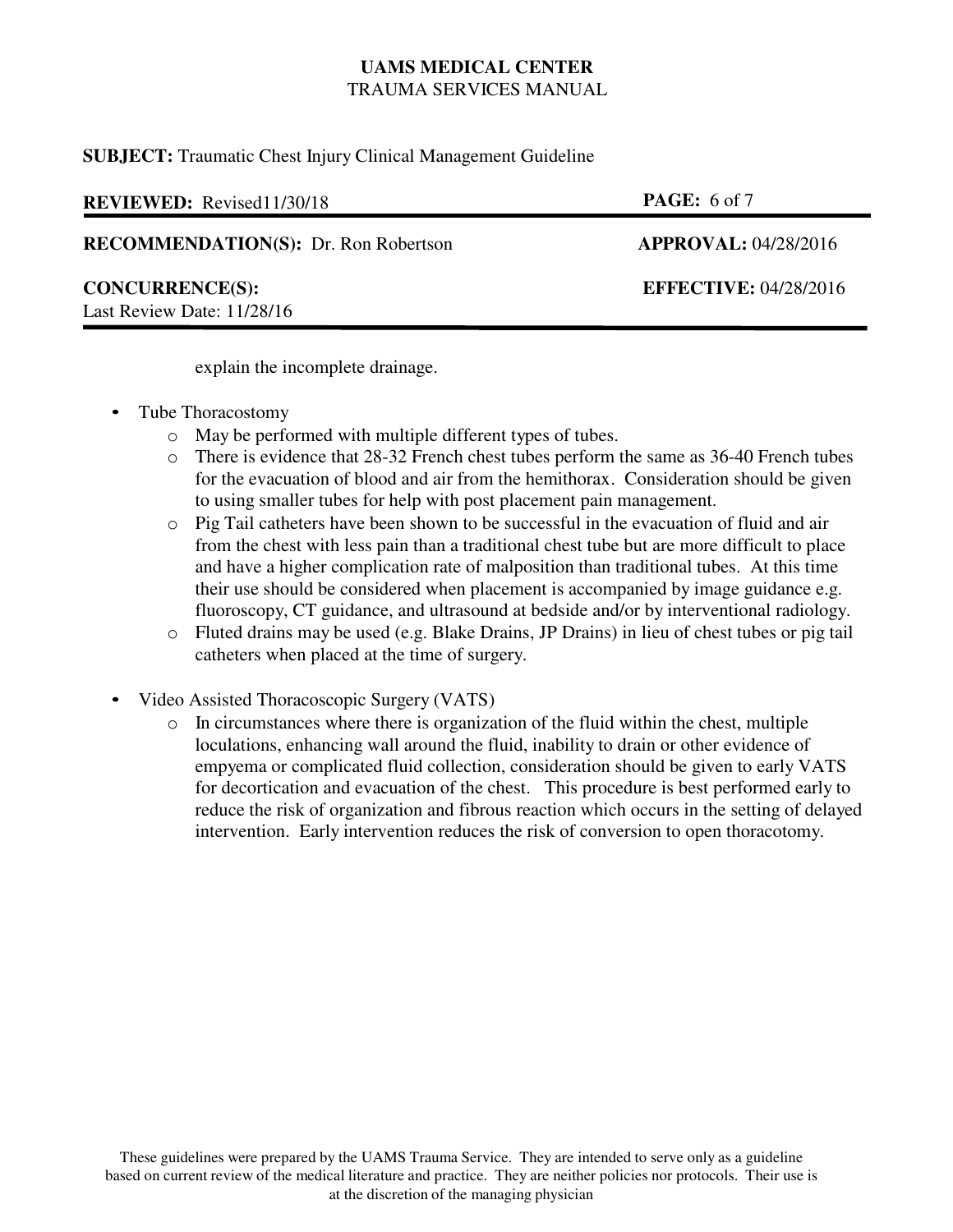explain the incomplete drainage.

- Tube Thoracostomy
  - May be performed with multiple different types of tubes.
  - There is evidence that 28-32 French chest tubes perform the same as 36-40 French tubes for the evacuation of blood and air from the hemithorax. Consideration should be given to using smaller tubes for help with post placement pain management.
  - Pig Tail catheters have been shown to be successful in the evacuation of fluid and air from the chest with less pain than a traditional chest tube but are more difficult to place and have a higher complication rate of malposition than traditional tubes. At this time their use should be considered when placement is accompanied by image guidance e.g. fluoroscopy, CT guidance, and ultrasound at bedside and/or by interventional radiology.
  - Fluted drains may be used (e.g. Blake Drains, JP Drains) in lieu of chest tubes or pig tail catheters when placed at the time of surgery.

- Video Assisted Thoracoscopic Surgery (VATS)
  - In circumstances where there is organization of the fluid within the chest, multiple loculations, enhancing wall around the fluid, inability to drain or other evidence of empyema or complicated fluid collection, consideration should be given to early VATS for decortication and evacuation of the chest. This procedure is best performed early to reduce the risk of organization and fibrous reaction which occurs in the setting of delayed intervention. Early intervention reduces the risk of conversion to open thoracotomy.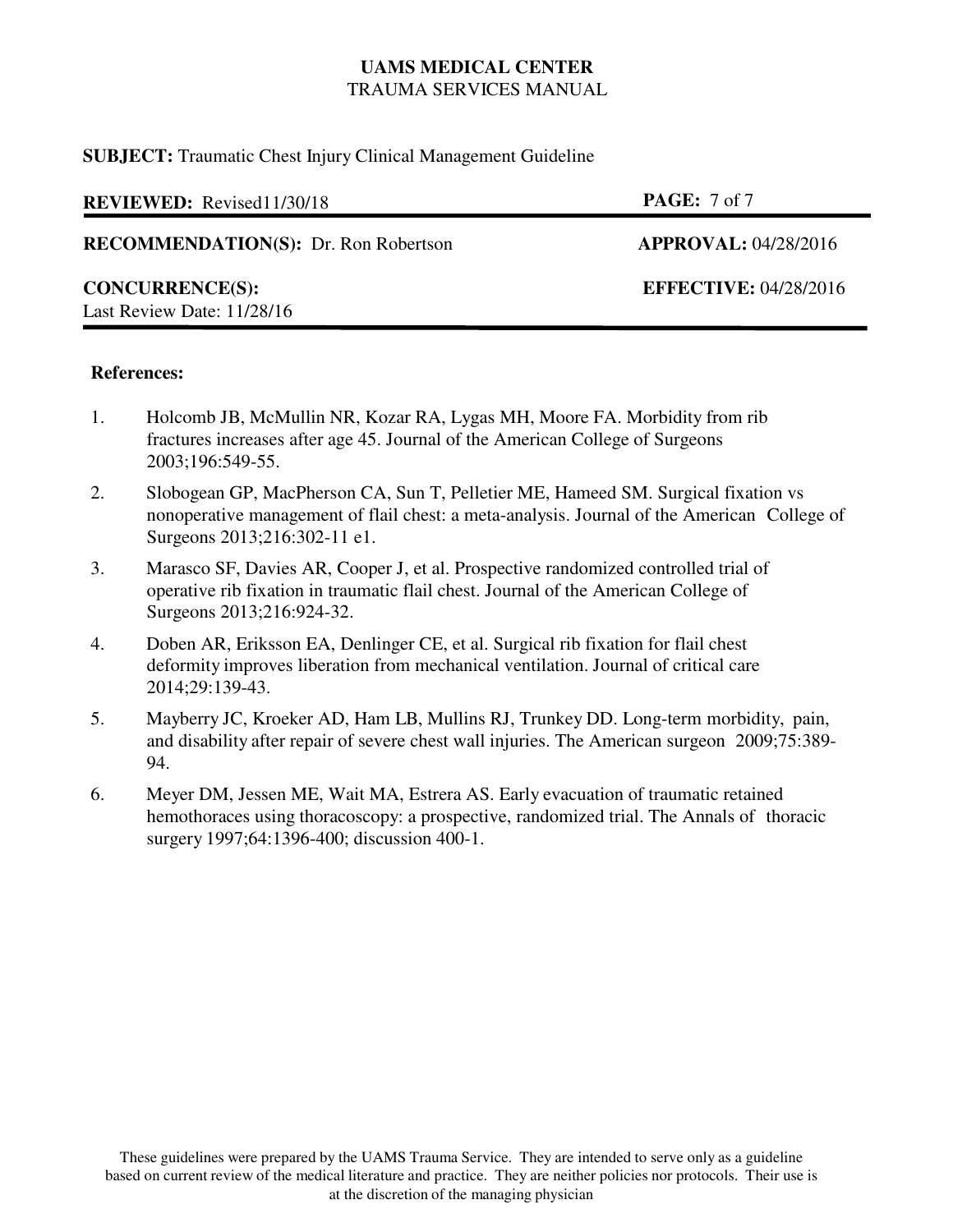**References:**

1. Holcomb JB, McMullin NR, Kozar RA, Lygas MH, Moore FA. Morbidity from rib fractures increases after age 45. Journal of the American College of Surgeons 2003;196:549-55.
2. Slobogean GP, MacPherson CA, Sun T, Pelletier ME, Hameed SM. Surgical fixation vs nonoperative management of flail chest: a meta-analysis. Journal of the American College of Surgeons 2013;216:302-11 e1.
3. Marasco SF, Davies AR, Cooper J, et al. Prospective randomized controlled trial of operative rib fixation in traumatic flail chest. Journal of the American College of Surgeons 2013;216:924-32.
4. Doben AR, Eriksson EA, Denlinger CE, et al. Surgical rib fixation for flail chest deformity improves liberation from mechanical ventilation. Journal of critical care 2014;29:139-43.
5. Mayberry JC, Kroeker AD, Ham LB, Mullins RJ, Trunkey DD. Long-term morbidity, pain, and disability after repair of severe chest wall injuries. The American surgeon 2009;75:389-94.
6. Meyer DM, Jessen ME, Wait MA, Estrera AS. Early evacuation of traumatic retained hemothoraces using thoracoscopy: a prospective, randomized trial. The Annals of thoracic surgery 1997;64:1396-400; discussion 400-1.